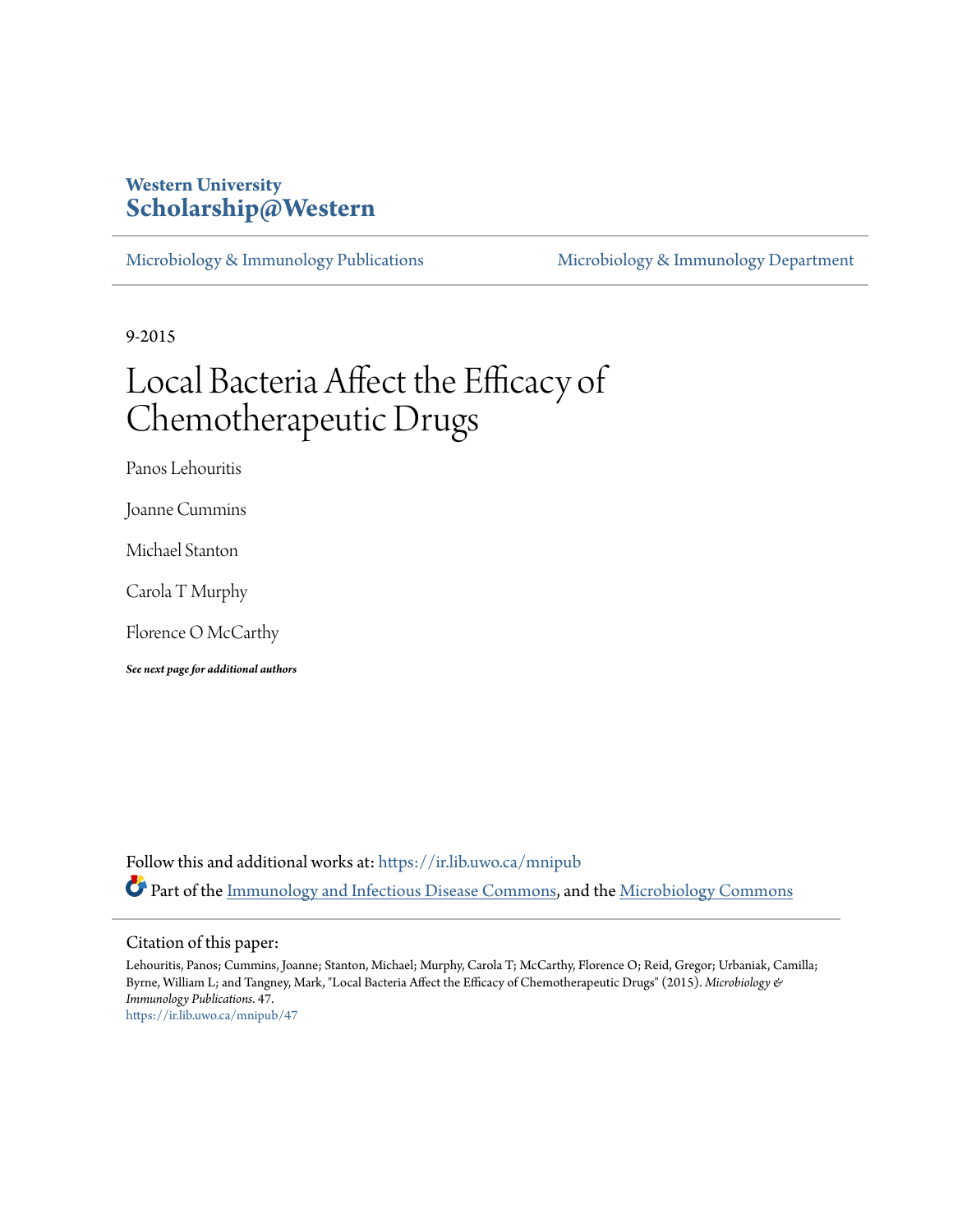Western University
**Scholarship@Western**

Microbiology & Immunology Publications | Microbiology & Immunology Department

9-2015

# Local Bacteria Affect the Efficacy of Chemotherapeutic Drugs

Panos Lehouritis

Joanne Cummins

Michael Stanton

Carola T Murphy

Florence O McCarthy

***See next page for additional authors***

Follow this and additional works at: https://ir.lib.uwo.ca/mnipub

Part of the Immunology and Infectious Disease Commons, and the Microbiology Commons

Citation of this paper:

Lehouritis, Panos; Cummins, Joanne; Stanton, Michael; Murphy, Carola T; McCarthy, Florence O; Reid, Gregor; Urbaniak, Camilla; Byrne, William L; and Tangney, Mark, "Local Bacteria Affect the Efficacy of Chemotherapeutic Drugs" (2015). *Microbiology & Immunology Publications*. 47.
https://ir.lib.uwo.ca/mnipub/47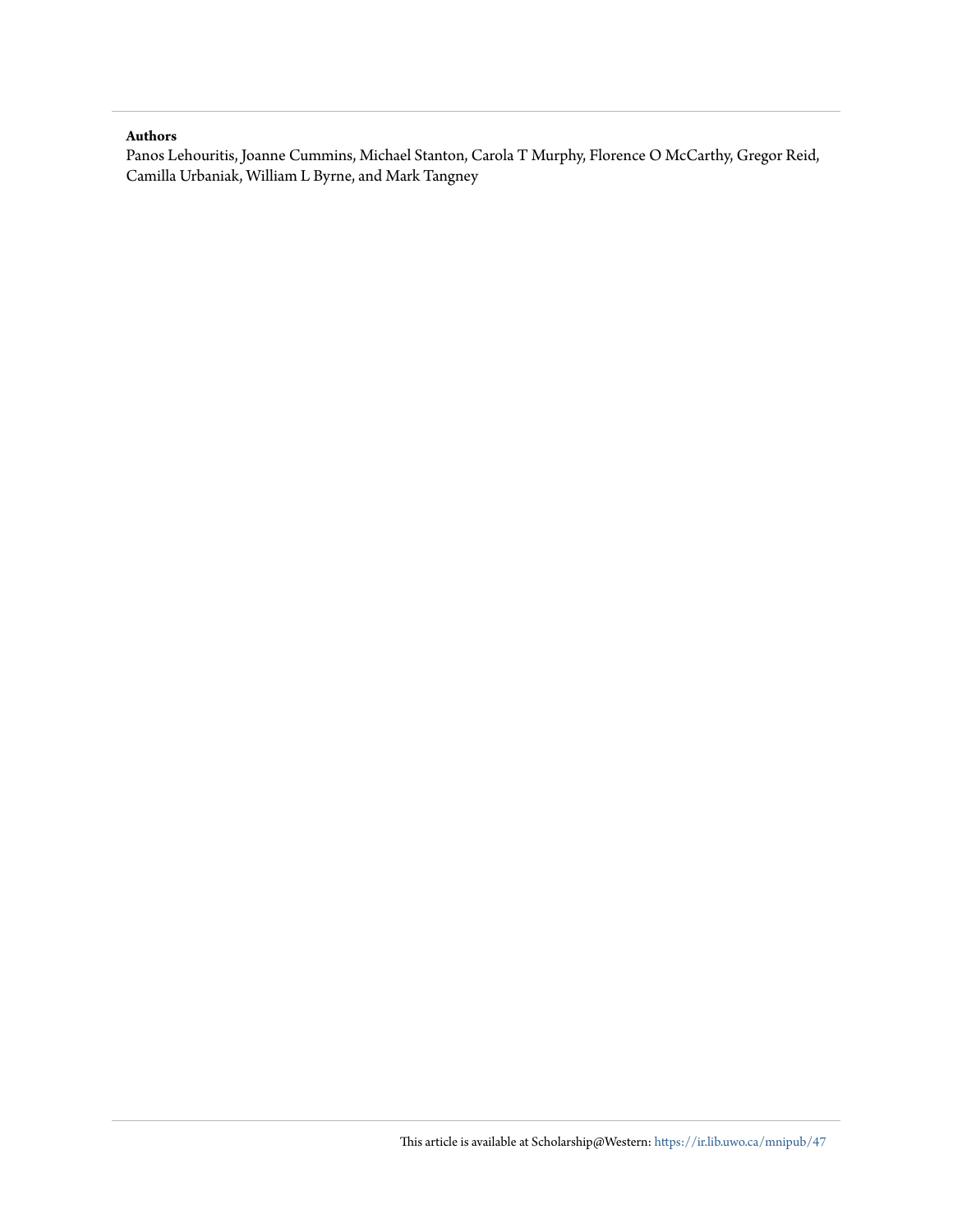**Authors**

Panos Lehouritis, Joanne Cummins, Michael Stanton, Carola T Murphy, Florence O McCarthy, Gregor Reid, Camilla Urbaniak, William L Byrne, and Mark Tangney

This article is available at Scholarship@Western: https://ir.lib.uwo.ca/mnipub/47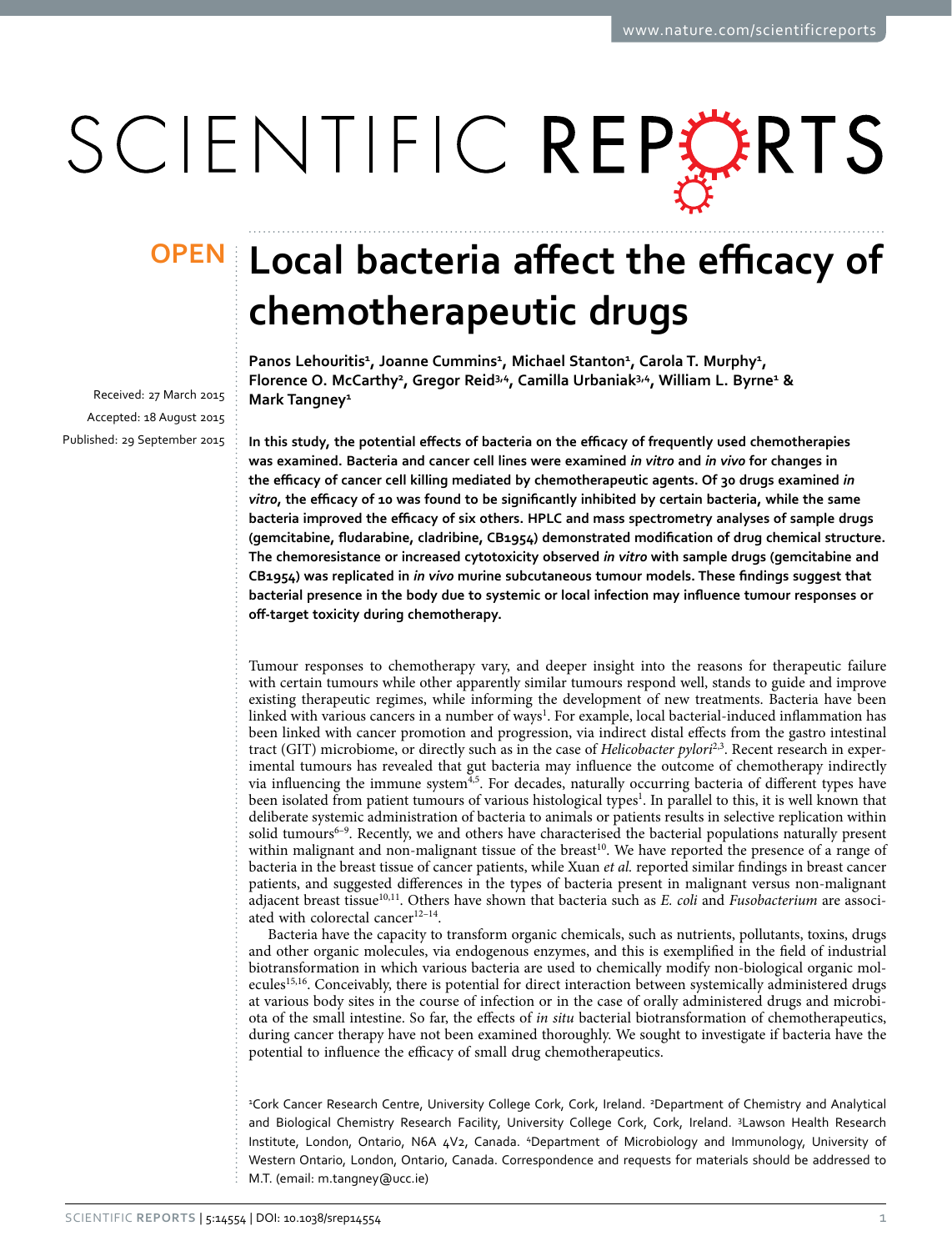OPEN

# Local bacteria affect the efficacy of chemotherapeutic drugs

**Panos Lehouritis[1], Joanne Cummins[1], Michael Stanton[1], Carola T. Murphy[1], Florence O. McCarthy[2], Gregor Reid[3,4], Camilla Urbaniak[3,4], William L. Byrne[1] & Mark Tangney[1]**

Received: 27 March 2015
Accepted: 18 August 2015
Published: 29 September 2015

**In this study, the potential effects of bacteria on the efficacy of frequently used chemotherapies was examined. Bacteria and cancer cell lines were examined *in vitro* and *in vivo* for changes in the efficacy of cancer cell killing mediated by chemotherapeutic agents. Of 30 drugs examined *in vitro*, the efficacy of 10 was found to be significantly inhibited by certain bacteria, while the same bacteria improved the efficacy of six others. HPLC and mass spectrometry analyses of sample drugs (gemcitabine, fludarabine, cladribine, CB1954) demonstrated modification of drug chemical structure. The chemoresistance or increased cytotoxicity observed *in vitro* with sample drugs (gemcitabine and CB1954) was replicated in *in vivo* murine subcutaneous tumour models. These findings suggest that bacterial presence in the body due to systemic or local infection may influence tumour responses or off-target toxicity during chemotherapy.**

Tumour responses to chemotherapy vary, and deeper insight into the reasons for therapeutic failure with certain tumours while other apparently similar tumours respond well, stands to guide and improve existing therapeutic regimes, while informing the development of new treatments. Bacteria have been linked with various cancers in a number of ways[1]. For example, local bacterial-induced inflammation has been linked with cancer promotion and progression, via indirect distal effects from the gastro intestinal tract (GIT) microbiome, or directly such as in the case of *Helicobacter pylori*[2,3]. Recent research in experimental tumours has revealed that gut bacteria may influence the outcome of chemotherapy indirectly via influencing the immune system[4,5]. For decades, naturally occurring bacteria of different types have been isolated from patient tumours of various histological types[1]. In parallel to this, it is well known that deliberate systemic administration of bacteria to animals or patients results in selective replication within solid tumours[6–9]. Recently, we and others have characterised the bacterial populations naturally present within malignant and non-malignant tissue of the breast[10]. We have reported the presence of a range of bacteria in the breast tissue of cancer patients, while Xuan *et al.* reported similar findings in breast cancer patients, and suggested differences in the types of bacteria present in malignant versus non-malignant adjacent breast tissue[10,11]. Others have shown that bacteria such as *E. coli* and *Fusobacterium* are associated with colorectal cancer[12–14].

Bacteria have the capacity to transform organic chemicals, such as nutrients, pollutants, toxins, drugs and other organic molecules, via endogenous enzymes, and this is exemplified in the field of industrial biotransformation in which various bacteria are used to chemically modify non-biological organic molecules[15,16]. Conceivably, there is potential for direct interaction between systemically administered drugs at various body sites in the course of infection or in the case of orally administered drugs and microbiota of the small intestine. So far, the effects of *in situ* bacterial biotransformation of chemotherapeutics, during cancer therapy have not been examined thoroughly. We sought to investigate if bacteria have the potential to influence the efficacy of small drug chemotherapeutics.

[1]Cork Cancer Research Centre, University College Cork, Cork, Ireland. [2]Department of Chemistry and Analytical and Biological Chemistry Research Facility, University College Cork, Cork, Ireland. [3]Lawson Health Research Institute, London, Ontario, N6A 4V2, Canada. [4]Department of Microbiology and Immunology, University of Western Ontario, London, Ontario, Canada. Correspondence and requests for materials should be addressed to M.T. (email: m.tangney@ucc.ie)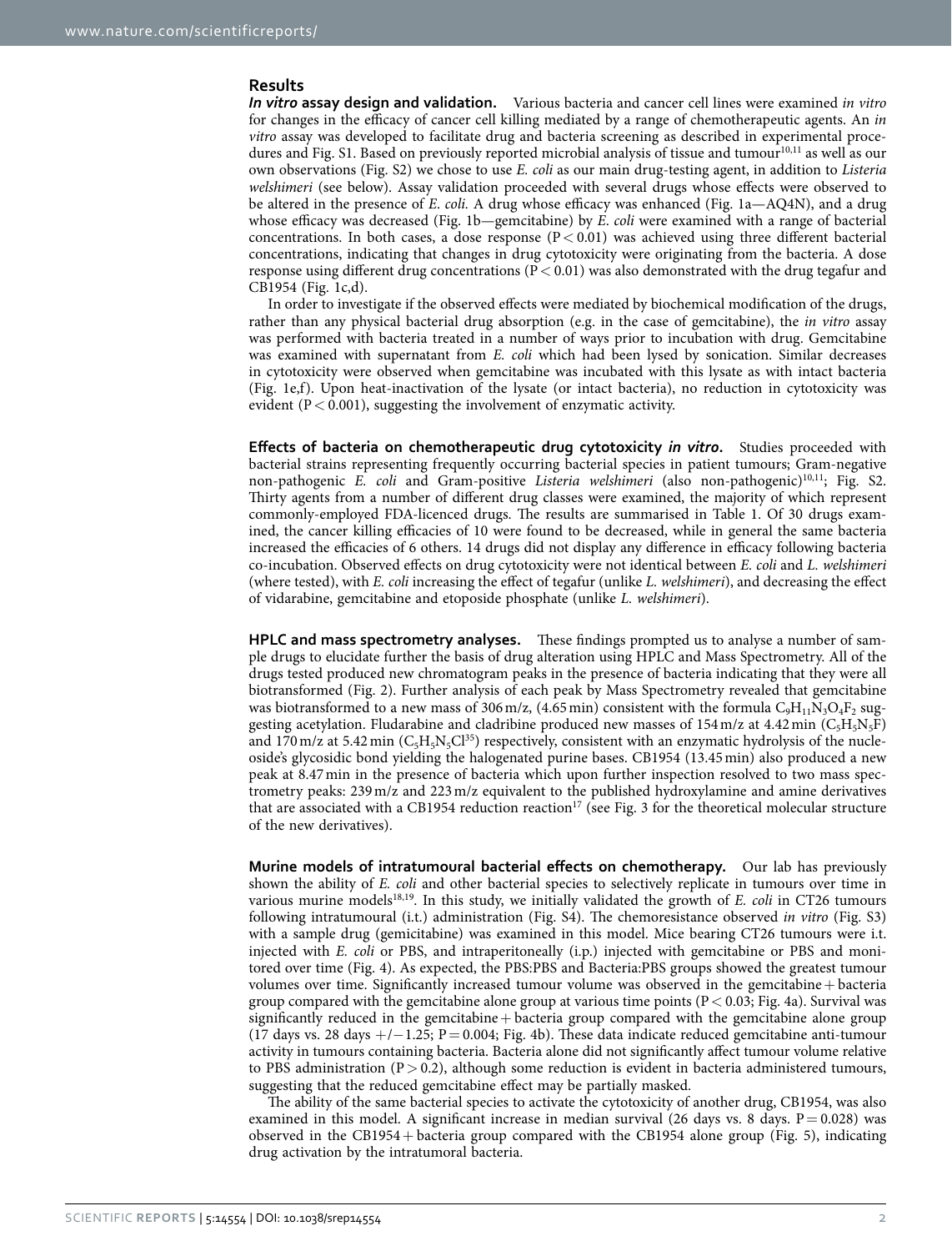## Results

***In vitro* assay design and validation.** Various bacteria and cancer cell lines were examined *in vitro* for changes in the efficacy of cancer cell killing mediated by a range of chemotherapeutic agents. An *in vitro* assay was developed to facilitate drug and bacteria screening as described in experimental procedures and Fig. S1. Based on previously reported microbial analysis of tissue and tumour[10,11] as well as our own observations (Fig. S2) we chose to use *E. coli* as our main drug-testing agent, in addition to *Listeria welshimeri* (see below). Assay validation proceeded with several drugs whose effects were observed to be altered in the presence of *E. coli*. A drug whose efficacy was enhanced (Fig. 1a—AQ4N), and a drug whose efficacy was decreased (Fig. 1b—gemcitabine) by *E. coli* were examined with a range of bacterial concentrations. In both cases, a dose response ($P < 0.01$) was achieved using three different bacterial concentrations, indicating that changes in drug cytotoxicity were originating from the bacteria. A dose response using different drug concentrations ($P < 0.01$) was also demonstrated with the drug tegafur and CB1954 (Fig. 1c,d).

In order to investigate if the observed effects were mediated by biochemical modification of the drugs, rather than any physical bacterial drug absorption (e.g. in the case of gemcitabine), the *in vitro* assay was performed with bacteria treated in a number of ways prior to incubation with drug. Gemcitabine was examined with supernatant from *E. coli* which had been lysed by sonication. Similar decreases in cytotoxicity were observed when gemcitabine was incubated with this lysate as with intact bacteria (Fig. 1e,f). Upon heat-inactivation of the lysate (or intact bacteria), no reduction in cytotoxicity was evident ($P < 0.001$), suggesting the involvement of enzymatic activity.

**Effects of bacteria on chemotherapeutic drug cytotoxicity *in vitro*.** Studies proceeded with bacterial strains representing frequently occurring bacterial species in patient tumours; Gram-negative non-pathogenic *E. coli* and Gram-positive *Listeria welshimeri* (also non-pathogenic)[10,11]; Fig. S2. Thirty agents from a number of different drug classes were examined, the majority of which represent commonly-employed FDA-licenced drugs. The results are summarised in Table 1. Of 30 drugs examined, the cancer killing efficacies of 10 were found to be decreased, while in general the same bacteria increased the efficacies of 6 others. 14 drugs did not display any difference in efficacy following bacteria co-incubation. Observed effects on drug cytotoxicity were not identical between *E. coli* and *L. welshimeri* (where tested), with *E. coli* increasing the effect of tegafur (unlike *L. welshimeri*), and decreasing the effect of vidarabine, gemcitabine and etoposide phosphate (unlike *L. welshimeri*).

**HPLC and mass spectrometry analyses.** These findings prompted us to analyse a number of sample drugs to elucidate further the basis of drug alteration using HPLC and Mass Spectrometry. All of the drugs tested produced new chromatogram peaks in the presence of bacteria indicating that they were all biotransformed (Fig. 2). Further analysis of each peak by Mass Spectrometry revealed that gemcitabine was biotransformed to a new mass of 306 m/z, (4.65 min) consistent with the formula $C_9H_{11}N_3O_4F_2$ suggesting acetylation. Fludarabine and cladribine produced new masses of 154 m/z at 4.42 min ($C_5H_5N_5F$) and 170 m/z at 5.42 min ($C_5H_5N_5Cl^{35}$) respectively, consistent with an enzymatic hydrolysis of the nucleoside's glycosidic bond yielding the halogenated purine bases. CB1954 (13.45 min) also produced a new peak at 8.47 min in the presence of bacteria which upon further inspection resolved to two mass spectrometry peaks: 239 m/z and 223 m/z equivalent to the published hydroxylamine and amine derivatives that are associated with a CB1954 reduction reaction[17] (see Fig. 3 for the theoretical molecular structure of the new derivatives).

**Murine models of intratumoural bacterial effects on chemotherapy.** Our lab has previously shown the ability of *E. coli* and other bacterial species to selectively replicate in tumours over time in various murine models[18,19]. In this study, we initially validated the growth of *E. coli* in CT26 tumours following intratumoural (i.t.) administration (Fig. S4). The chemoresistance observed *in vitro* (Fig. S3) with a sample drug (gemicitabine) was examined in this model. Mice bearing CT26 tumours were i.t. injected with *E. coli* or PBS, and intraperitoneally (i.p.) injected with gemcitabine or PBS and monitored over time (Fig. 4). As expected, the PBS:PBS and Bacteria:PBS groups showed the greatest tumour volumes over time. Significantly increased tumour volume was observed in the gemcitabine + bacteria group compared with the gemcitabine alone group at various time points ($P < 0.03$; Fig. 4a). Survival was significantly reduced in the gemcitabine + bacteria group compared with the gemcitabine alone group (17 days vs. 28 days +/−1.25; $P = 0.004$; Fig. 4b). These data indicate reduced gemcitabine anti-tumour activity in tumours containing bacteria. Bacteria alone did not significantly affect tumour volume relative to PBS administration ($P > 0.2$), although some reduction is evident in bacteria administered tumours, suggesting that the reduced gemcitabine effect may be partially masked.

The ability of the same bacterial species to activate the cytotoxicity of another drug, CB1954, was also examined in this model. A significant increase in median survival (26 days vs. 8 days. $P = 0.028$) was observed in the CB1954 + bacteria group compared with the CB1954 alone group (Fig. 5), indicating drug activation by the intratumoral bacteria.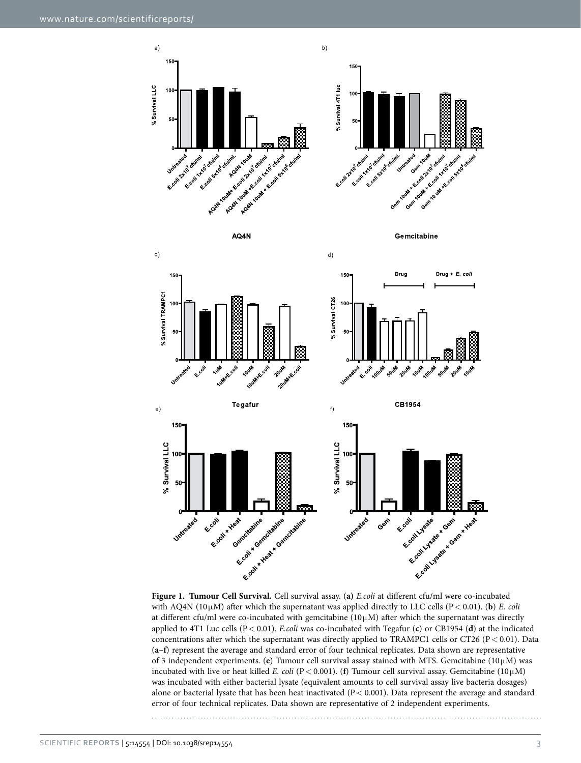**Figure 1. Tumour Cell Survival.** Cell survival assay. (**a**) *E.coli* at different cfu/ml were co-incubated with AQ4N (10 μM) after which the supernatant was applied directly to LLC cells ($P < 0.01$). (**b**) *E. coli* at different cfu/ml were co-incubated with gemcitabine (10 μM) after which the supernatant was directly applied to 4T1 Luc cells ($P < 0.01$). *E.coli* was co-incubated with Tegafur (**c**) or CB1954 (**d**) at the indicated concentrations after which the supernatant was directly applied to TRAMPC1 cells or CT26 ($P < 0.01$). Data (**a–f**) represent the average and standard error of four technical replicates. Data shown are representative of 3 independent experiments. (**e**) Tumour cell survival assay stained with MTS. Gemcitabine (10 μM) was incubated with live or heat killed *E. coli* ($P < 0.001$). (**f**) Tumour cell survival assay. Gemcitabine (10 μM) was incubated with either bacterial lysate (equivalent amounts to cell survival assay live bacteria dosages) alone or bacterial lysate that has been heat inactivated ($P < 0.001$). Data represent the average and standard error of four technical replicates. Data shown are representative of 2 independent experiments.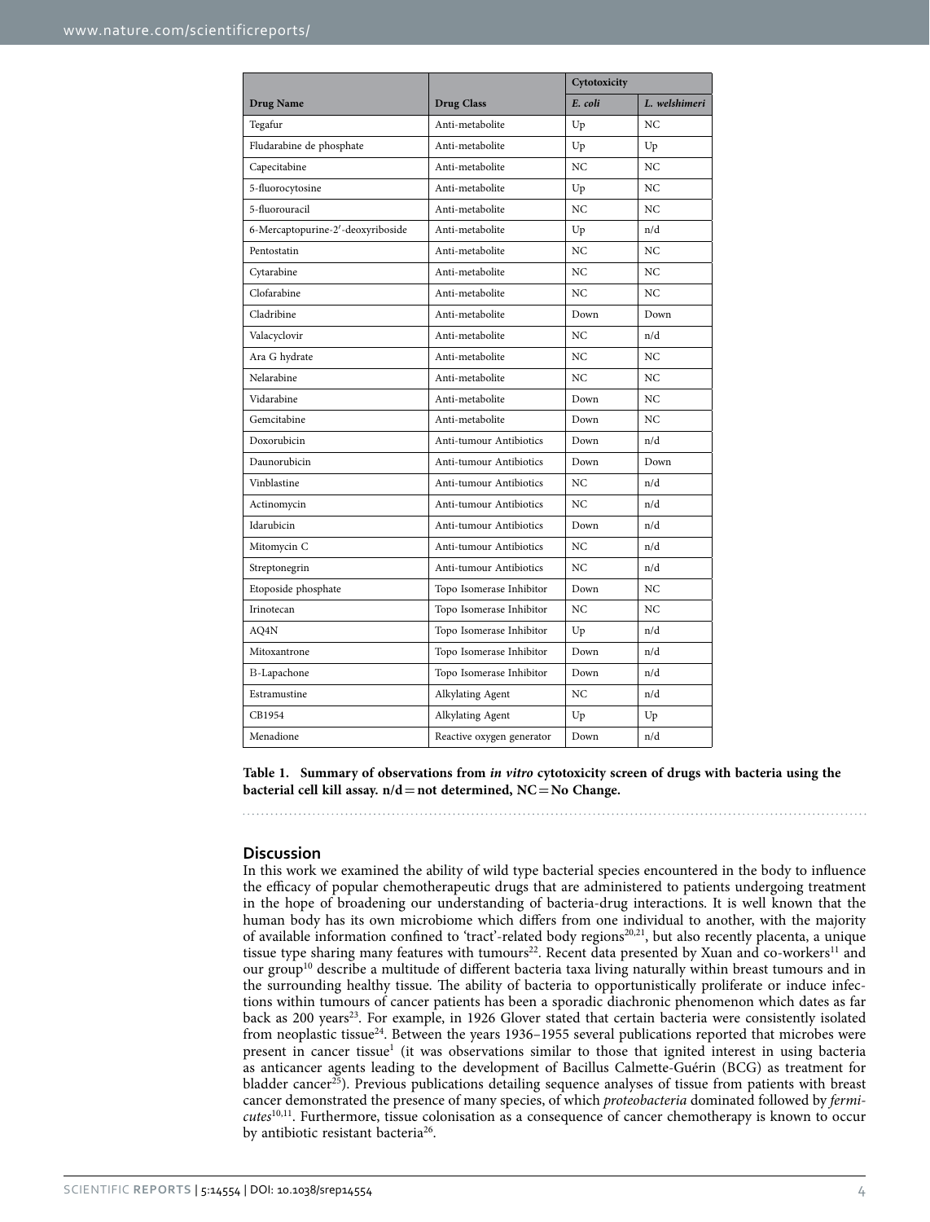| Drug Name | Drug Class | Cytotoxicity | |
|---|---|---|---|
| | | *E. coli* | *L. welshimeri* |
| Tegafur | Anti-metabolite | Up | NC |
| Fludarabine de phosphate | Anti-metabolite | Up | Up |
| Capecitabine | Anti-metabolite | NC | NC |
| 5-fluorocytosine | Anti-metabolite | Up | NC |
| 5-fluorouracil | Anti-metabolite | NC | NC |
| 6-Mercaptopurine-2′-deoxyriboside | Anti-metabolite | Up | n/d |
| Pentostatin | Anti-metabolite | NC | NC |
| Cytarabine | Anti-metabolite | NC | NC |
| Clofarabine | Anti-metabolite | NC | NC |
| Cladribine | Anti-metabolite | Down | Down |
| Valacyclovir | Anti-metabolite | NC | n/d |
| Ara G hydrate | Anti-metabolite | NC | NC |
| Nelarabine | Anti-metabolite | NC | NC |
| Vidarabine | Anti-metabolite | Down | NC |
| Gemcitabine | Anti-metabolite | Down | NC |
| Doxorubicin | Anti-tumour Antibiotics | Down | n/d |
| Daunorubicin | Anti-tumour Antibiotics | Down | Down |
| Vinblastine | Anti-tumour Antibiotics | NC | n/d |
| Actinomycin | Anti-tumour Antibiotics | NC | n/d |
| Idarubicin | Anti-tumour Antibiotics | Down | n/d |
| Mitomycin C | Anti-tumour Antibiotics | NC | n/d |
| Streptonegrin | Anti-tumour Antibiotics | NC | n/d |
| Etoposide phosphate | Topo Isomerase Inhibitor | Down | NC |
| Irinotecan | Topo Isomerase Inhibitor | NC | NC |
| AQ4N | Topo Isomerase Inhibitor | Up | n/d |
| Mitoxantrone | Topo Isomerase Inhibitor | Down | n/d |
| B-Lapachone | Topo Isomerase Inhibitor | Down | n/d |
| Estramustine | Alkylating Agent | NC | n/d |
| CB1954 | Alkylating Agent | Up | Up |
| Menadione | Reactive oxygen generator | Down | n/d |

**Table 1. Summary of observations from *in vitro* cytotoxicity screen of drugs with bacteria using the bacterial cell kill assay. n/d = not determined, NC = No Change.**

## Discussion

In this work we examined the ability of wild type bacterial species encountered in the body to influence the efficacy of popular chemotherapeutic drugs that are administered to patients undergoing treatment in the hope of broadening our understanding of bacteria-drug interactions. It is well known that the human body has its own microbiome which differs from one individual to another, with the majority of available information confined to 'tract'-related body regions[20,21], but also recently placenta, a unique tissue type sharing many features with tumours[22]. Recent data presented by Xuan and co-workers[11] and our group[10] describe a multitude of different bacteria taxa living naturally within breast tumours and in the surrounding healthy tissue. The ability of bacteria to opportunistically proliferate or induce infections within tumours of cancer patients has been a sporadic diachronic phenomenon which dates as far back as 200 years[23]. For example, in 1926 Glover stated that certain bacteria were consistently isolated from neoplastic tissue[24]. Between the years 1936–1955 several publications reported that microbes were present in cancer tissue[1] (it was observations similar to those that ignited interest in using bacteria as anticancer agents leading to the development of Bacillus Calmette-Guérin (BCG) as treatment for bladder cancer[25]). Previous publications detailing sequence analyses of tissue from patients with breast cancer demonstrated the presence of many species, of which *proteobacteria* dominated followed by *firmicutes*[10,11]. Furthermore, tissue colonisation as a consequence of cancer chemotherapy is known to occur by antibiotic resistant bacteria[26].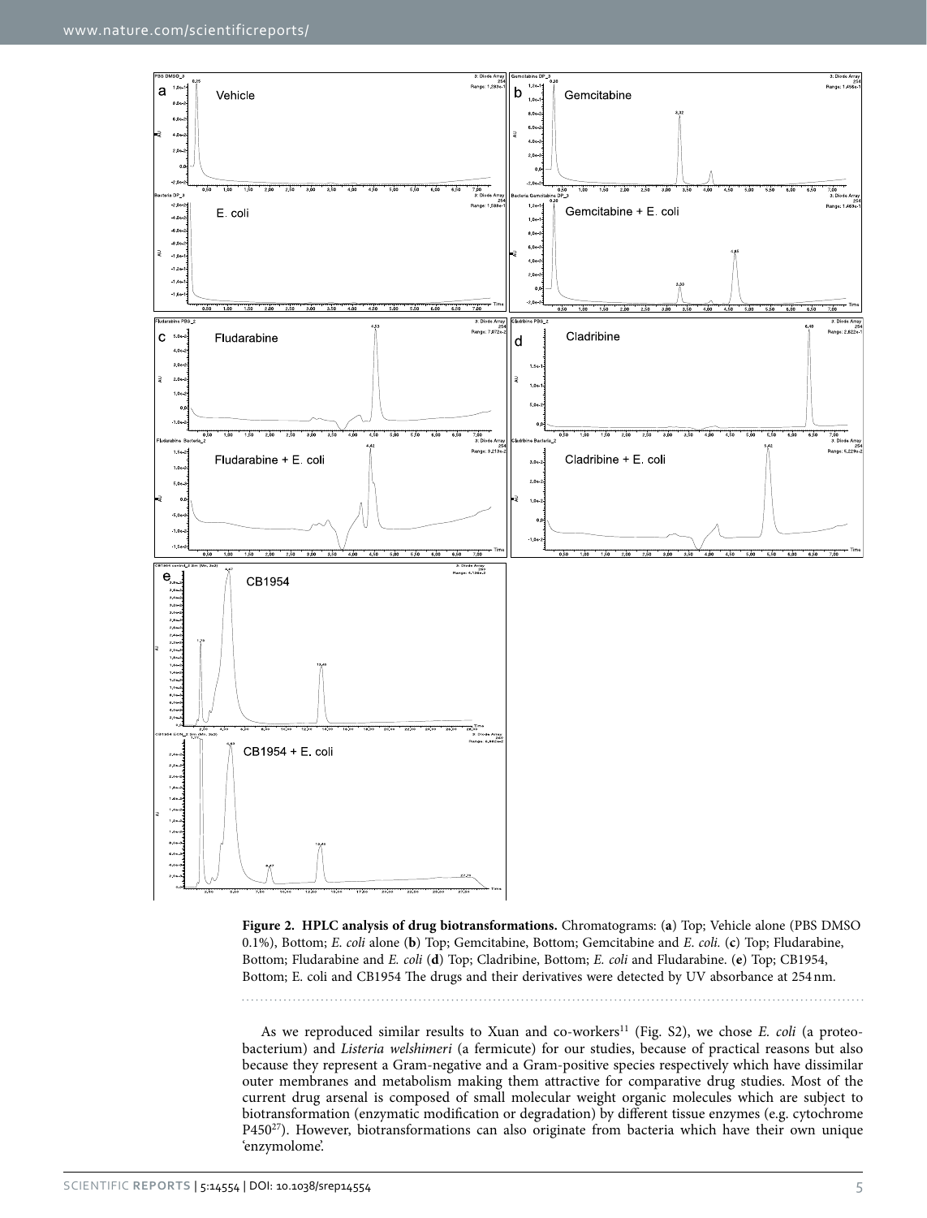**Figure 2. HPLC analysis of drug biotransformations.** Chromatograms: (**a**) Top; Vehicle alone (PBS DMSO 0.1%), Bottom; *E. coli* alone (**b**) Top; Gemcitabine, Bottom; Gemcitabine and *E. coli.* (**c**) Top; Fludarabine, Bottom; Fludarabine and *E. coli* (**d**) Top; Cladribine, Bottom; *E. coli* and Fludarabine. (**e**) Top; CB1954, Bottom; E. coli and CB1954 The drugs and their derivatives were detected by UV absorbance at 254 nm.

As we reproduced similar results to Xuan and co-workers[11] (Fig. S2), we chose *E. coli* (a proteobacterium) and *Listeria welshimeri* (a fermicute) for our studies, because of practical reasons but also because they represent a Gram-negative and a Gram-positive species respectively which have dissimilar outer membranes and metabolism making them attractive for comparative drug studies. Most of the current drug arsenal is composed of small molecular weight organic molecules which are subject to biotransformation (enzymatic modification or degradation) by different tissue enzymes (e.g. cytochrome P450[27]). However, biotransformations can also originate from bacteria which have their own unique 'enzymolome'.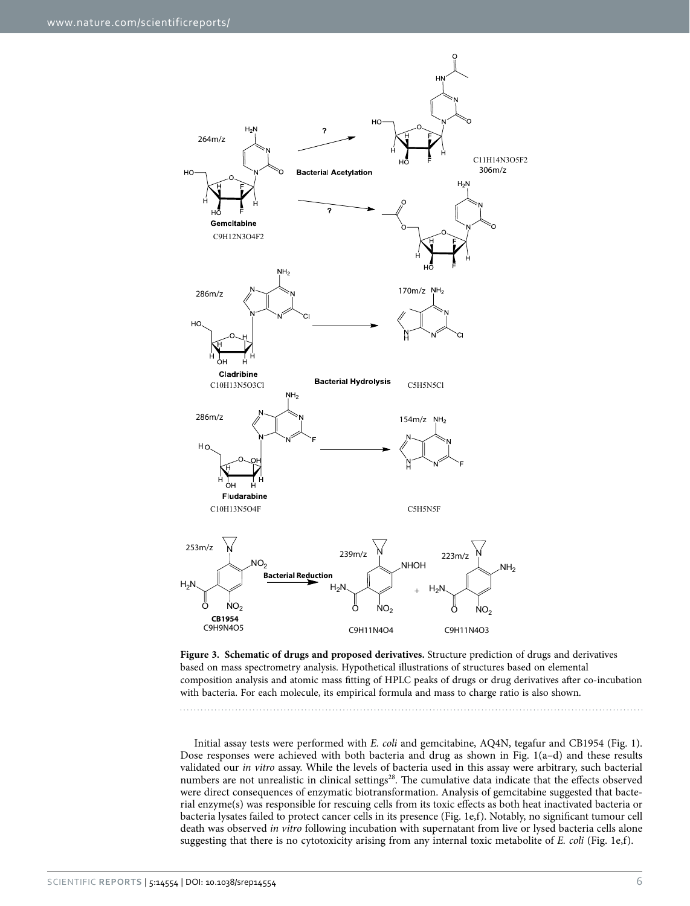**Figure 3. Schematic of drugs and proposed derivatives.** Structure prediction of drugs and derivatives based on mass spectrometry analysis. Hypothetical illustrations of structures based on elemental composition analysis and atomic mass fitting of HPLC peaks of drugs or drug derivatives after co-incubation with bacteria. For each molecule, its empirical formula and mass to charge ratio is also shown.

Initial assay tests were performed with *E. coli* and gemcitabine, AQ4N, tegafur and CB1954 (Fig. 1). Dose responses were achieved with both bacteria and drug as shown in Fig. 1(a–d) and these results validated our *in vitro* assay. While the levels of bacteria used in this assay were arbitrary, such bacterial numbers are not unrealistic in clinical settings[28]. The cumulative data indicate that the effects observed were direct consequences of enzymatic biotransformation. Analysis of gemcitabine suggested that bacterial enzyme(s) was responsible for rescuing cells from its toxic effects as both heat inactivated bacteria or bacteria lysates failed to protect cancer cells in its presence (Fig. 1e,f). Notably, no significant tumour cell death was observed *in vitro* following incubation with supernatant from live or lysed bacteria cells alone suggesting that there is no cytotoxicity arising from any internal toxic metabolite of *E. coli* (Fig. 1e,f).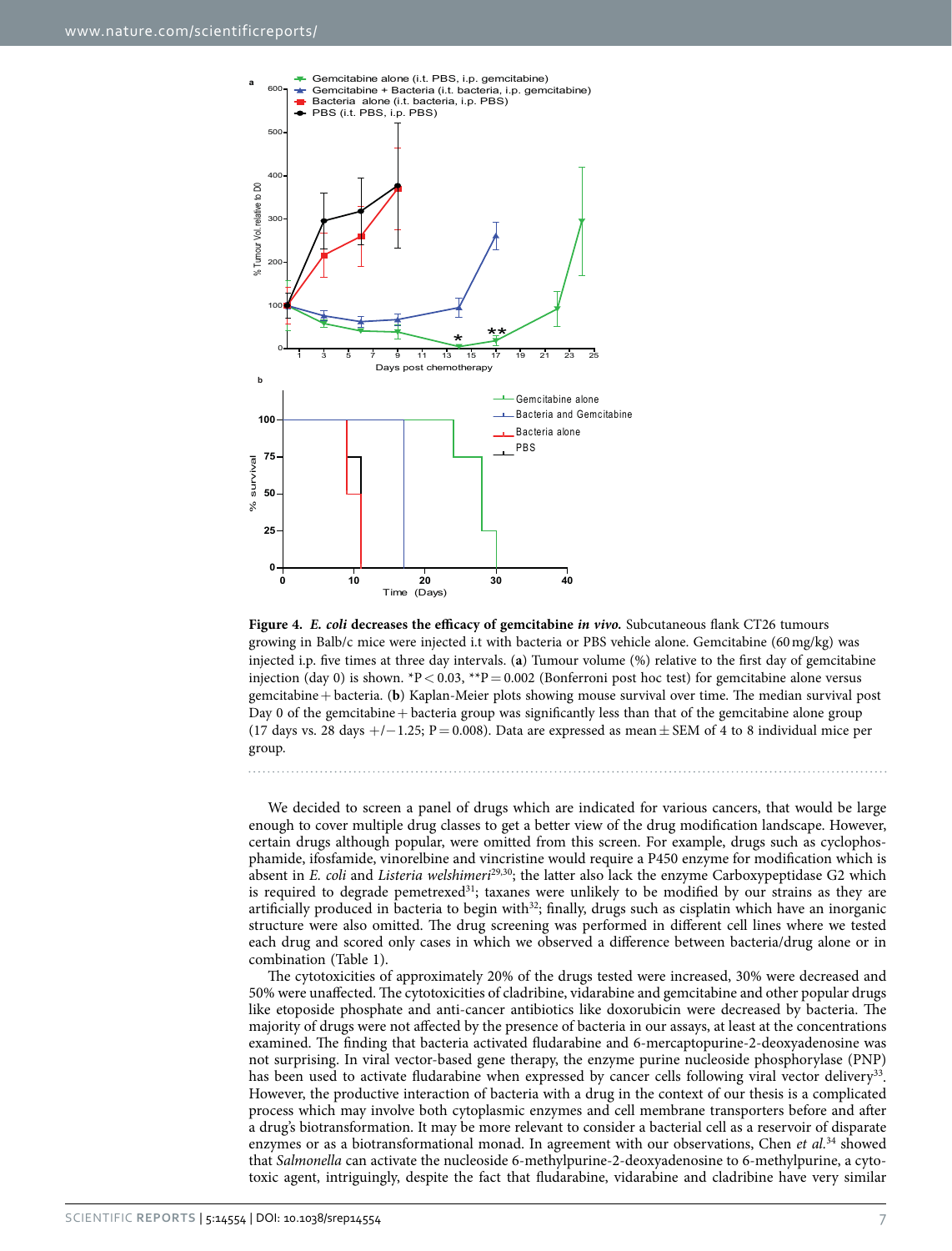**Figure 4.** ***E. coli*** **decreases the efficacy of gemcitabine** ***in vivo.*** Subcutaneous flank CT26 tumours growing in Balb/c mice were injected i.t with bacteria or PBS vehicle alone. Gemcitabine (60 mg/kg) was injected i.p. five times at three day intervals. (**a**) Tumour volume (%) relative to the first day of gemcitabine injection (day 0) is shown. *P < 0.03, **P = 0.002 (Bonferroni post hoc test) for gemcitabine alone versus gemcitabine + bacteria. (**b**) Kaplan-Meier plots showing mouse survival over time. The median survival post Day 0 of the gemcitabine + bacteria group was significantly less than that of the gemcitabine alone group (17 days vs. 28 days +/−1.25; P = 0.008). Data are expressed as mean ± SEM of 4 to 8 individual mice per group.

We decided to screen a panel of drugs which are indicated for various cancers, that would be large enough to cover multiple drug classes to get a better view of the drug modification landscape. However, certain drugs although popular, were omitted from this screen. For example, drugs such as cyclophosphamide, ifosfamide, vinorelbine and vincristine would require a P450 enzyme for modification which is absent in *E. coli* and *Listeria welshimeri*[29,30]; the latter also lack the enzyme Carboxypeptidase G2 which is required to degrade pemetrexed[31]; taxanes were unlikely to be modified by our strains as they are artificially produced in bacteria to begin with[32]; finally, drugs such as cisplatin which have an inorganic structure were also omitted. The drug screening was performed in different cell lines where we tested each drug and scored only cases in which we observed a difference between bacteria/drug alone or in combination (Table 1).

The cytotoxicities of approximately 20% of the drugs tested were increased, 30% were decreased and 50% were unaffected. The cytotoxicities of cladribine, vidarabine and gemcitabine and other popular drugs like etoposide phosphate and anti-cancer antibiotics like doxorubicin were decreased by bacteria. The majority of drugs were not affected by the presence of bacteria in our assays, at least at the concentrations examined. The finding that bacteria activated fludarabine and 6-mercaptopurine-2-deoxyadenosine was not surprising. In viral vector-based gene therapy, the enzyme purine nucleoside phosphorylase (PNP) has been used to activate fludarabine when expressed by cancer cells following viral vector delivery[33]. However, the productive interaction of bacteria with a drug in the context of our thesis is a complicated process which may involve both cytoplasmic enzymes and cell membrane transporters before and after a drug's biotransformation. It may be more relevant to consider a bacterial cell as a reservoir of disparate enzymes or as a biotransformational monad. In agreement with our observations, Chen *et al.*[34] showed that *Salmonella* can activate the nucleoside 6-methylpurine-2-deoxyadenosine to 6-methylpurine, a cytotoxic agent, intriguingly, despite the fact that fludarabine, vidarabine and cladribine have very similar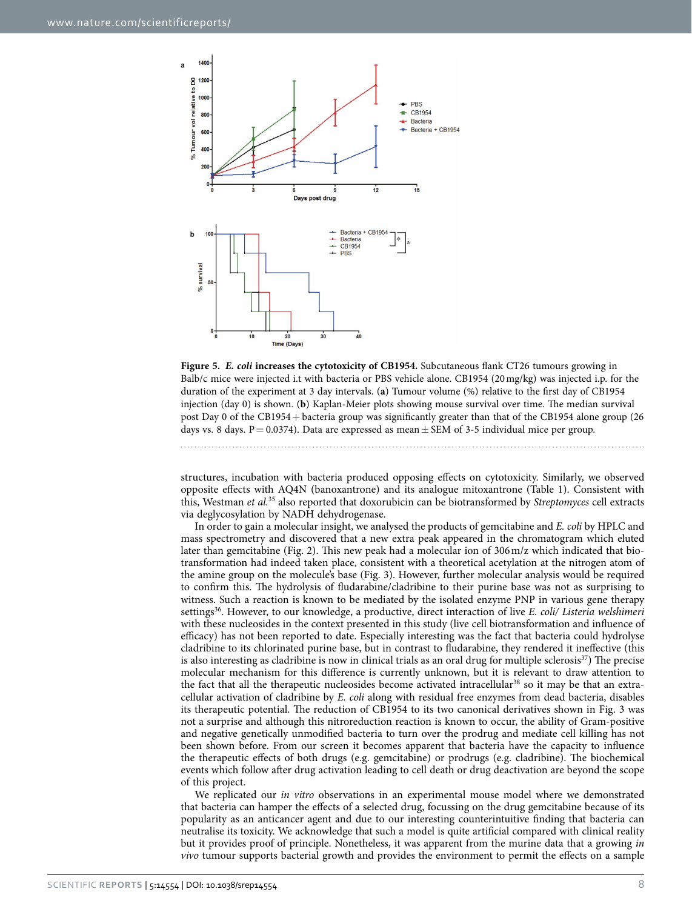**Figure 5.** ***E. coli*** **increases the cytotoxicity of CB1954.** Subcutaneous flank CT26 tumours growing in Balb/c mice were injected i.t with bacteria or PBS vehicle alone. CB1954 (20 mg/kg) was injected i.p. for the duration of the experiment at 3 day intervals. (**a**) Tumour volume (%) relative to the first day of CB1954 injection (day 0) is shown. (**b**) Kaplan-Meier plots showing mouse survival over time. The median survival post Day 0 of the CB1954 + bacteria group was significantly greater than that of the CB1954 alone group (26 days vs. 8 days. P = 0.0374). Data are expressed as mean ± SEM of 3-5 individual mice per group.

structures, incubation with bacteria produced opposing effects on cytotoxicity. Similarly, we observed opposite effects with AQ4N (banoxantrone) and its analogue mitoxantrone (Table 1). Consistent with this, Westman *et al.*[35] also reported that doxorubicin can be biotransformed by *Streptomyces* cell extracts via deglycosylation by NADH dehydrogenase.

In order to gain a molecular insight, we analysed the products of gemcitabine and *E. coli* by HPLC and mass spectrometry and discovered that a new extra peak appeared in the chromatogram which eluted later than gemcitabine (Fig. 2). This new peak had a molecular ion of 306 m/z which indicated that biotransformation had indeed taken place, consistent with a theoretical acetylation at the nitrogen atom of the amine group on the molecule's base (Fig. 3). However, further molecular analysis would be required to confirm this. The hydrolysis of fludarabine/cladribine to their purine base was not as surprising to witness. Such a reaction is known to be mediated by the isolated enzyme PNP in various gene therapy settings[36]. However, to our knowledge, a productive, direct interaction of live *E. coli/ Listeria welshimeri* with these nucleosides in the context presented in this study (live cell biotransformation and influence of efficacy) has not been reported to date. Especially interesting was the fact that bacteria could hydrolyse cladribine to its chlorinated purine base, but in contrast to fludarabine, they rendered it ineffective (this is also interesting as cladribine is now in clinical trials as an oral drug for multiple sclerosis[37]) The precise molecular mechanism for this difference is currently unknown, but it is relevant to draw attention to the fact that all the therapeutic nucleosides become activated intracellular[38] so it may be that an extracellular activation of cladribine by *E. coli* along with residual free enzymes from dead bacteria, disables its therapeutic potential. The reduction of CB1954 to its two canonical derivatives shown in Fig. 3 was not a surprise and although this nitroreduction reaction is known to occur, the ability of Gram-positive and negative genetically unmodified bacteria to turn over the prodrug and mediate cell killing has not been shown before. From our screen it becomes apparent that bacteria have the capacity to influence the therapeutic effects of both drugs (e.g. gemcitabine) or prodrugs (e.g. cladribine). The biochemical events which follow after drug activation leading to cell death or drug deactivation are beyond the scope of this project.

We replicated our *in vitro* observations in an experimental mouse model where we demonstrated that bacteria can hamper the effects of a selected drug, focussing on the drug gemcitabine because of its popularity as an anticancer agent and due to our interesting counterintuitive finding that bacteria can neutralise its toxicity. We acknowledge that such a model is quite artificial compared with clinical reality but it provides proof of principle. Nonetheless, it was apparent from the murine data that a growing *in vivo* tumour supports bacterial growth and provides the environment to permit the effects on a sample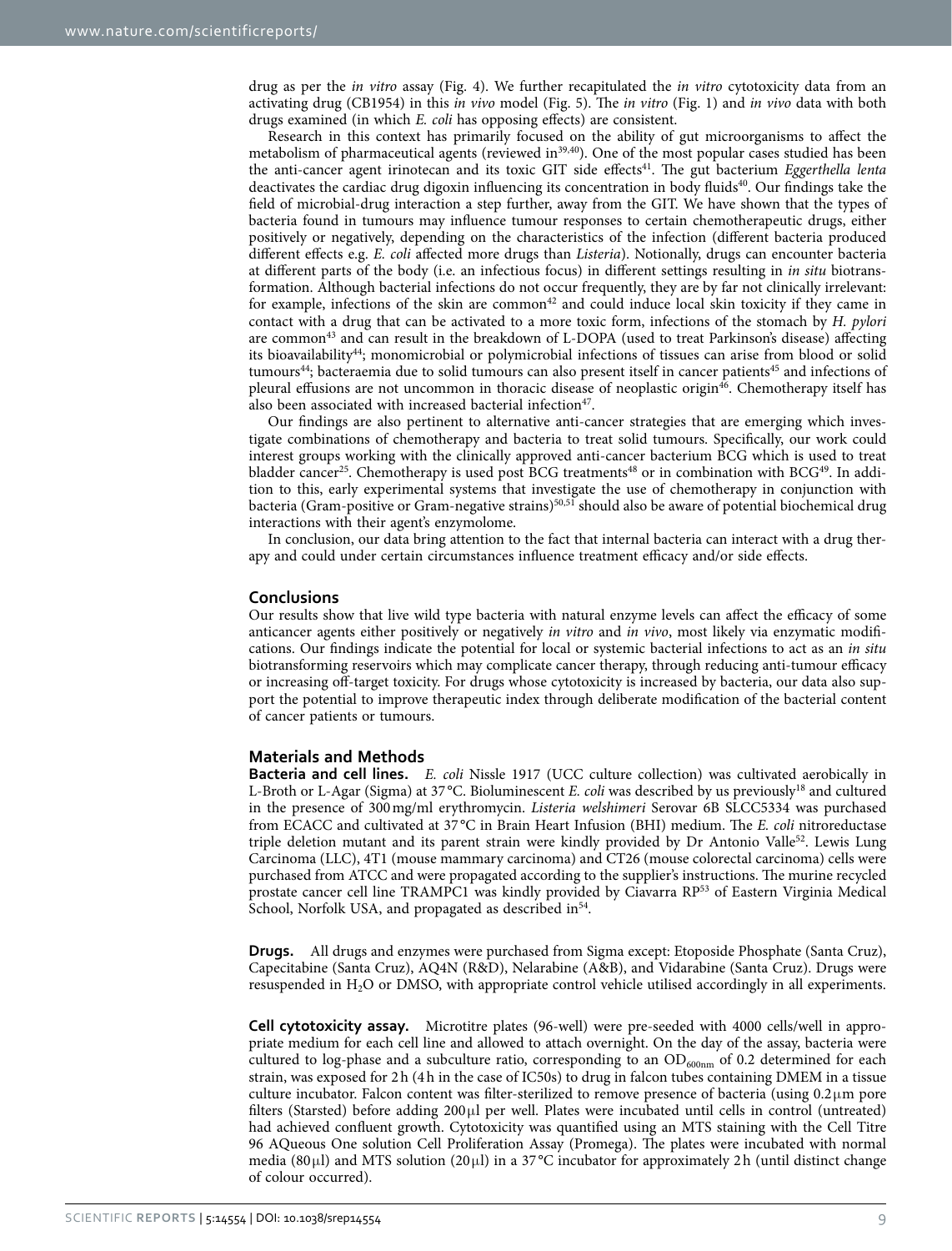drug as per the *in vitro* assay (Fig. 4). We further recapitulated the *in vitro* cytotoxicity data from an activating drug (CB1954) in this *in vivo* model (Fig. 5). The *in vitro* (Fig. 1) and *in vivo* data with both drugs examined (in which *E. coli* has opposing effects) are consistent.

Research in this context has primarily focused on the ability of gut microorganisms to affect the metabolism of pharmaceutical agents (reviewed in[39,40]). One of the most popular cases studied has been the anti-cancer agent irinotecan and its toxic GIT side effects[41]. The gut bacterium *Eggerthella lenta* deactivates the cardiac drug digoxin influencing its concentration in body fluids[40]. Our findings take the field of microbial-drug interaction a step further, away from the GIT. We have shown that the types of bacteria found in tumours may influence tumour responses to certain chemotherapeutic drugs, either positively or negatively, depending on the characteristics of the infection (different bacteria produced different effects e.g. *E. coli* affected more drugs than *Listeria*). Notionally, drugs can encounter bacteria at different parts of the body (i.e. an infectious focus) in different settings resulting in *in situ* biotransformation. Although bacterial infections do not occur frequently, they are by far not clinically irrelevant: for example, infections of the skin are common[42] and could induce local skin toxicity if they came in contact with a drug that can be activated to a more toxic form, infections of the stomach by *H. pylori* are common[43] and can result in the breakdown of L-DOPA (used to treat Parkinson's disease) affecting its bioavailability[44]; monomicrobial or polymicrobial infections of tissues can arise from blood or solid tumours[44]; bacteraemia due to solid tumours can also present itself in cancer patients[45] and infections of pleural effusions are not uncommon in thoracic disease of neoplastic origin[46]. Chemotherapy itself has also been associated with increased bacterial infection[47].

Our findings are also pertinent to alternative anti-cancer strategies that are emerging which investigate combinations of chemotherapy and bacteria to treat solid tumours. Specifically, our work could interest groups working with the clinically approved anti-cancer bacterium BCG which is used to treat bladder cancer[25]. Chemotherapy is used post BCG treatments[48] or in combination with BCG[49]. In addition to this, early experimental systems that investigate the use of chemotherapy in conjunction with bacteria (Gram-positive or Gram-negative strains)[50,51] should also be aware of potential biochemical drug interactions with their agent's enzymolome.

In conclusion, our data bring attention to the fact that internal bacteria can interact with a drug therapy and could under certain circumstances influence treatment efficacy and/or side effects.

## Conclusions

Our results show that live wild type bacteria with natural enzyme levels can affect the efficacy of some anticancer agents either positively or negatively *in vitro* and *in vivo*, most likely via enzymatic modifications. Our findings indicate the potential for local or systemic bacterial infections to act as an *in situ* biotransforming reservoirs which may complicate cancer therapy, through reducing anti-tumour efficacy or increasing off-target toxicity. For drugs whose cytotoxicity is increased by bacteria, our data also support the potential to improve therapeutic index through deliberate modification of the bacterial content of cancer patients or tumours.

## Materials and Methods

**Bacteria and cell lines.** *E. coli* Nissle 1917 (UCC culture collection) was cultivated aerobically in L-Broth or L-Agar (Sigma) at 37 °C. Bioluminescent *E. coli* was described by us previously[18] and cultured in the presence of 300 mg/ml erythromycin. *Listeria welshimeri* Serovar 6B SLCC5334 was purchased from ECACC and cultivated at 37 °C in Brain Heart Infusion (BHI) medium. The *E. coli* nitroreductase triple deletion mutant and its parent strain were kindly provided by Dr Antonio Valle[52]. Lewis Lung Carcinoma (LLC), 4T1 (mouse mammary carcinoma) and CT26 (mouse colorectal carcinoma) cells were purchased from ATCC and were propagated according to the supplier's instructions. The murine recycled prostate cancer cell line TRAMPC1 was kindly provided by Ciavarra RP[53] of Eastern Virginia Medical School, Norfolk USA, and propagated as described in[54].

**Drugs.** All drugs and enzymes were purchased from Sigma except: Etoposide Phosphate (Santa Cruz), Capecitabine (Santa Cruz), AQ4N (R&D), Nelarabine (A&B), and Vidarabine (Santa Cruz). Drugs were resuspended in $H_2O$ or DMSO, with appropriate control vehicle utilised accordingly in all experiments.

**Cell cytotoxicity assay.** Microtitre plates (96-well) were pre-seeded with 4000 cells/well in appropriate medium for each cell line and allowed to attach overnight. On the day of the assay, bacteria were cultured to log-phase and a subculture ratio, corresponding to an $OD_{600nm}$ of 0.2 determined for each strain, was exposed for 2 h (4 h in the case of IC50s) to drug in falcon tubes containing DMEM in a tissue culture incubator. Falcon content was filter-sterilized to remove presence of bacteria (using 0.2 μm pore filters (Starsted) before adding 200 μl per well. Plates were incubated until cells in control (untreated) had achieved confluent growth. Cytotoxicity was quantified using an MTS staining with the Cell Titre 96 AQueous One solution Cell Proliferation Assay (Promega). The plates were incubated with normal media (80 μl) and MTS solution (20 μl) in a 37 °C incubator for approximately 2 h (until distinct change of colour occurred).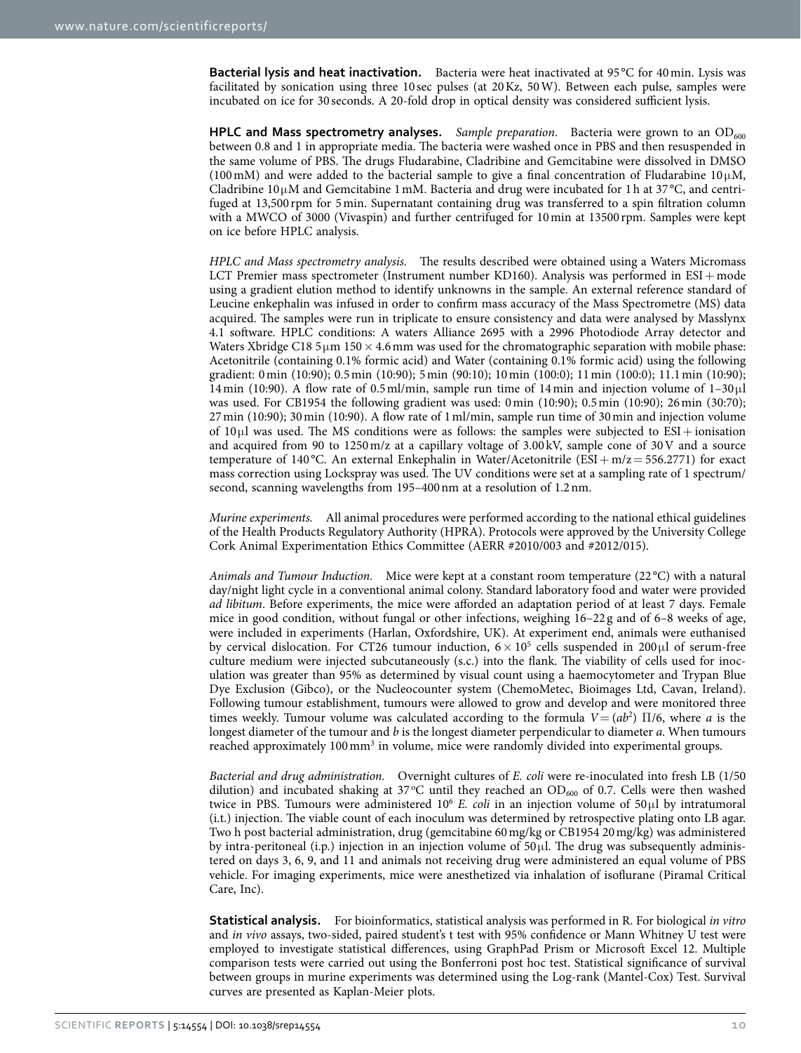**Bacterial lysis and heat inactivation.** Bacteria were heat inactivated at 95 °C for 40 min. Lysis was facilitated by sonication using three 10 sec pulses (at 20 Kz, 50 W). Between each pulse, samples were incubated on ice for 30 seconds. A 20-fold drop in optical density was considered sufficient lysis.

**HPLC and Mass spectrometry analyses.** *Sample preparation.* Bacteria were grown to an $OD_{600}$ between 0.8 and 1 in appropriate media. The bacteria were washed once in PBS and then resuspended in the same volume of PBS. The drugs Fludarabine, Cladribine and Gemcitabine were dissolved in DMSO (100 mM) and were added to the bacterial sample to give a final concentration of Fludarabine 10 μM, Cladribine 10 μM and Gemcitabine 1 mM. Bacteria and drug were incubated for 1 h at 37 °C, and centrifuged at 13,500 rpm for 5 min. Supernatant containing drug was transferred to a spin filtration column with a MWCO of 3000 (Vivaspin) and further centrifuged for 10 min at 13500 rpm. Samples were kept on ice before HPLC analysis.

*HPLC and Mass spectrometry analysis.* The results described were obtained using a Waters Micromass LCT Premier mass spectrometer (Instrument number KD160). Analysis was performed in ESI+ mode using a gradient elution method to identify unknowns in the sample. An external reference standard of Leucine enkephalin was infused in order to confirm mass accuracy of the Mass Spectrometre (MS) data acquired. The samples were run in triplicate to ensure consistency and data were analysed by Masslynx 4.1 software. HPLC conditions: A waters Alliance 2695 with a 2996 Photodiode Array detector and Waters Xbridge C18 5 μm 150 × 4.6 mm was used for the chromatographic separation with mobile phase: Acetonitrile (containing 0.1% formic acid) and Water (containing 0.1% formic acid) using the following gradient: 0 min (10:90); 0.5 min (10:90); 5 min (90:10); 10 min (100:0); 11 min (100:0); 11.1 min (10:90); 14 min (10:90). A flow rate of 0.5 ml/min, sample run time of 14 min and injection volume of 1–30 μl was used. For CB1954 the following gradient was used: 0 min (10:90); 0.5 min (10:90); 26 min (30:70); 27 min (10:90); 30 min (10:90). A flow rate of 1 ml/min, sample run time of 30 min and injection volume of 10 μl was used. The MS conditions were as follows: the samples were subjected to ESI+ ionisation and acquired from 90 to 1250 m/z at a capillary voltage of 3.00 kV, sample cone of 30 V and a source temperature of 140 °C. An external Enkephalin in Water/Acetonitrile (ESI+ m/z = 556.2771) for exact mass correction using Lockspray was used. The UV conditions were set at a sampling rate of 1 spectrum/second, scanning wavelengths from 195–400 nm at a resolution of 1.2 nm.

*Murine experiments.* All animal procedures were performed according to the national ethical guidelines of the Health Products Regulatory Authority (HPRA). Protocols were approved by the University College Cork Animal Experimentation Ethics Committee (AERR #2010/003 and #2012/015).

*Animals and Tumour Induction.* Mice were kept at a constant room temperature (22 °C) with a natural day/night light cycle in a conventional animal colony. Standard laboratory food and water were provided *ad libitum*. Before experiments, the mice were afforded an adaptation period of at least 7 days. Female mice in good condition, without fungal or other infections, weighing 16–22 g and of 6–8 weeks of age, were included in experiments (Harlan, Oxfordshire, UK). At experiment end, animals were euthanised by cervical dislocation. For CT26 tumour induction, $6 \times 10^5$ cells suspended in 200 μl of serum-free culture medium were injected subcutaneously (s.c.) into the flank. The viability of cells used for inoculation was greater than 95% as determined by visual count using a haemocytometer and Trypan Blue Dye Exclusion (Gibco), or the Nucleocounter system (ChemoMetec, Bioimages Ltd, Cavan, Ireland). Following tumour establishment, tumours were allowed to grow and develop and were monitored three times weekly. Tumour volume was calculated according to the formula $V = (ab^2)\ \Pi/6$, where $a$ is the longest diameter of the tumour and $b$ is the longest diameter perpendicular to diameter $a$. When tumours reached approximately 100 $mm^3$ in volume, mice were randomly divided into experimental groups.

*Bacterial and drug administration.* Overnight cultures of *E. coli* were re-inoculated into fresh LB (1/50 dilution) and incubated shaking at 37 °C until they reached an $OD_{600}$ of 0.7. Cells were then washed twice in PBS. Tumours were administered $10^6$ *E. coli* in an injection volume of 50 μl by intratumoral (i.t.) injection. The viable count of each inoculum was determined by retrospective plating onto LB agar. Two h post bacterial administration, drug (gemcitabine 60 mg/kg or CB1954 20 mg/kg) was administered by intra-peritoneal (i.p.) injection in an injection volume of 50 μl. The drug was subsequently administered on days 3, 6, 9, and 11 and animals not receiving drug were administered an equal volume of PBS vehicle. For imaging experiments, mice were anesthetized via inhalation of isoflurane (Piramal Critical Care, Inc).

**Statistical analysis.** For bioinformatics, statistical analysis was performed in R. For biological *in vitro* and *in vivo* assays, two-sided, paired student's t test with 95% confidence or Mann Whitney U test were employed to investigate statistical differences, using GraphPad Prism or Microsoft Excel 12. Multiple comparison tests were carried out using the Bonferroni post hoc test. Statistical significance of survival between groups in murine experiments was determined using the Log-rank (Mantel-Cox) Test. Survival curves are presented as Kaplan-Meier plots.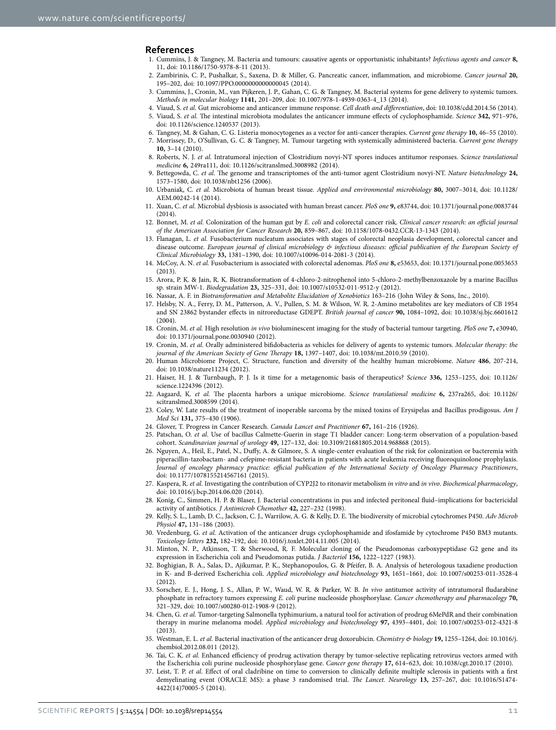## References

1. Cummins, J. & Tangney, M. Bacteria and tumours: causative agents or opportunistic inhabitants? *Infectious agents and cancer* **8,** 11, doi: 10.1186/1750-9378-8-11 (2013).
2. Zambirinis, C. P., Pushalkar, S., Saxena, D. & Miller, G. Pancreatic cancer, inflammation, and microbiome. *Cancer journal* **20,** 195–202, doi: 10.1097/PPO.0000000000000045 (2014).
3. Cummins, J., Cronin, M., van Pijkeren, J. P., Gahan, C. G. & Tangney, M. Bacterial systems for gene delivery to systemic tumors. *Methods in molecular biology* **1141,** 201–209, doi: 10.1007/978-1-4939-0363-4_13 (2014).
4. Viaud, S. *et al.* Gut microbiome and anticancer immune response. *Cell death and differentiation*, doi: 10.1038/cdd.2014.56 (2014).
5. Viaud, S. *et al.* The intestinal microbiota modulates the anticancer immune effects of cyclophosphamide. *Science* **342,** 971–976, doi: 10.1126/science.1240537 (2013).
6. Tangney, M. & Gahan, C. G. Listeria monocytogenes as a vector for anti-cancer therapies. *Current gene therapy* **10,** 46–55 (2010).
7. Morrissey, D., O'Sullivan, G. C. & Tangney, M. Tumour targeting with systemically administered bacteria. *Current gene therapy* **10,** 3–14 (2010).
8. Roberts, N. J. *et al.* Intratumoral injection of Clostridium novyi-NT spores induces antitumor responses. *Science translational medicine* **6,** 249ra111, doi: 10.1126/scitranslmed.3008982 (2014).
9. Bettegowda, C. *et al.* The genome and transcriptomes of the anti-tumor agent Clostridium novyi-NT. *Nature biotechnology* **24,** 1573–1580, doi: 10.1038/nbt1256 (2006).
10. Urbaniak, C. *et al.* Microbiota of human breast tissue. *Applied and environmental microbiology* **80,** 3007–3014, doi: 10.1128/AEM.00242-14 (2014).
11. Xuan, C. *et al.* Microbial dysbiosis is associated with human breast cancer. *PloS one* **9,** e83744, doi: 10.1371/journal.pone.0083744 (2014).
12. Bonnet, M. *et al.* Colonization of the human gut by *E. coli* and colorectal cancer risk. *Clinical cancer research: an official journal of the American Association for Cancer Research* **20,** 859–867, doi: 10.1158/1078-0432.CCR-13-1343 (2014).
13. Flanagan, L. *et al.* Fusobacterium nucleatum associates with stages of colorectal neoplasia development, colorectal cancer and disease outcome. *European journal of clinical microbiology & infectious diseases: official publication of the European Society of Clinical Microbiology* **33,** 1381–1390, doi: 10.1007/s10096-014-2081-3 (2014).
14. McCoy, A. N. *et al.* Fusobacterium is associated with colorectal adenomas. *PloS one* **8,** e53653, doi: 10.1371/journal.pone.0053653 (2013).
15. Arora, P. K. & Jain, R. K. Biotransformation of 4-chloro-2-nitrophenol into 5-chloro-2-methylbenzoxazole by a marine Bacillus sp. strain MW-1. *Biodegradation* **23,** 325–331, doi: 10.1007/s10532-011-9512-y (2012).
16. Nassar, A. F. in *Biotransformation and Metabolite Elucidation of Xenobiotics* 163–216 (John Wiley & Sons, Inc., 2010).
17. Helsby, N. A., Ferry, D. M., Patterson, A. V., Pullen, S. M. & Wilson, W. R. 2-Amino metabolites are key mediators of CB 1954 and SN 23862 bystander effects in nitroreductase GDEPT. *British journal of cancer* **90,** 1084–1092, doi: 10.1038/sj.bjc.6601612 (2004).
18. Cronin, M. *et al.* High resolution *in vivo* bioluminescent imaging for the study of bacterial tumour targeting. *PloS one* **7,** e30940, doi: 10.1371/journal.pone.0030940 (2012).
19. Cronin, M. *et al.* Orally administered bifidobacteria as vehicles for delivery of agents to systemic tumors. *Molecular therapy: the journal of the American Society of Gene Therapy* **18,** 1397–1407, doi: 10.1038/mt.2010.59 (2010).
20. Human Microbiome Project, C. Structure, function and diversity of the healthy human microbiome. *Nature* **486**, 207-214, doi: 10.1038/nature11234 (2012).
21. Haiser, H. J. & Turnbaugh, P. J. Is it time for a metagenomic basis of therapeutics? *Science* **336,** 1253–1255, doi: 10.1126/science.1224396 (2012).
22. Aagaard, K. *et al.* The placenta harbors a unique microbiome. *Science translational medicine* **6,** 237ra265, doi: 10.1126/scitranslmed.3008599 (2014).
23. Coley, W. Late results of the treatment of inoperable sarcoma by the mixed toxins of Erysipelas and Bacillus prodigosus. *Am J Med Sci* **131,** 375–430 (1906).
24. Glover, T. Progress in Cancer Research. *Canada Lancet and Practitioner* **67,** 161–216 (1926).
25. Patschan, O. *et al.* Use of bacillus Calmette-Guerin in stage T1 bladder cancer: Long-term observation of a population-based cohort. *Scandinavian journal of urology* **49,** 127–132, doi: 10.3109/21681805.2014.968868 (2015).
26. Nguyen, A., Heil, E., Patel, N., Duffy, A. & Gilmore, S. A single-center evaluation of the risk for colonization or bacteremia with piperacillin-tazobactam- and cefepime-resistant bacteria in patients with acute leukemia receiving fluoroquinolone prophylaxis. *Journal of oncology pharmacy practice: official publication of the International Society of Oncology Pharmacy Practitioners*, doi: 10.1177/1078155214567161 (2015).
27. Kaspera, R. *et al.* Investigating the contribution of CYP2J2 to ritonavir metabolism *in vitro* and *in vivo*. *Biochemical pharmacology*, doi: 10.1016/j.bcp.2014.06.020 (2014).
28. Konig, C., Simmen, H. P. & Blaser, J. Bacterial concentrations in pus and infected peritoneal fluid–implications for bactericidal activity of antibiotics. *J Antimicrob Chemother* **42,** 227–232 (1998).
29. Kelly, S. L., Lamb, D. C., Jackson, C. J., Warrilow, A. G. & Kelly, D. E. The biodiversity of microbial cytochromes P450. *Adv Microb Physiol* **47,** 131–186 (2003).
30. Vredenburg, G. *et al.* Activation of the anticancer drugs cyclophosphamide and ifosfamide by cytochrome P450 BM3 mutants. *Toxicology letters* **232,** 182–192, doi: 10.1016/j.toxlet.2014.11.005 (2014).
31. Minton, N. P., Atkinson, T. & Sherwood, R. F. Molecular cloning of the Pseudomonas carboxypeptidase G2 gene and its expression in Escherichia coli and Pseudomonas putida. *J Bacteriol* **156,** 1222–1227 (1983).
32. Boghigian, B. A., Salas, D., Ajikumar, P. K., Stephanopoulos, G. & Pfeifer, B. A. Analysis of heterologous taxadiene production in K- and B-derived Escherichia coli. *Applied microbiology and biotechnology* **93,** 1651–1661, doi: 10.1007/s00253-011-3528-4 (2012).
33. Sorscher, E. J., Hong, J. S., Allan, P. W., Waud, W. R. & Parker, W. B. *In vivo* antitumor activity of intratumoral fludarabine phosphate in refractory tumors expressing *E. coli* purine nucleoside phosphorylase. *Cancer chemotherapy and pharmacology* **70,** 321–329, doi: 10.1007/s00280-012-1908-9 (2012).
34. Chen, G. *et al.* Tumor-targeting Salmonella typhimurium, a natural tool for activation of prodrug 6MePdR and their combination therapy in murine melanoma model. *Applied microbiology and biotechnology* **97,** 4393–4401, doi: 10.1007/s00253-012-4321-8 (2013).
35. Westman, E. L. *et al.* Bacterial inactivation of the anticancer drug doxorubicin. *Chemistry & biology* **19,** 1255–1264, doi: 10.1016/j.chembiol.2012.08.011 (2012).
36. Tai, C. K. *et al.* Enhanced efficiency of prodrug activation therapy by tumor-selective replicating retrovirus vectors armed with the Escherichia coli purine nucleoside phosphorylase gene. *Cancer gene therapy* **17,** 614–623, doi: 10.1038/cgt.2010.17 (2010).
37. Leist, T. P. *et al.* Effect of oral cladribine on time to conversion to clinically definite multiple sclerosis in patients with a first demyelinating event (ORACLE MS): a phase 3 randomised trial. *The Lancet. Neurology* **13,** 257–267, doi: 10.1016/S1474-4422(14)70005-5 (2014).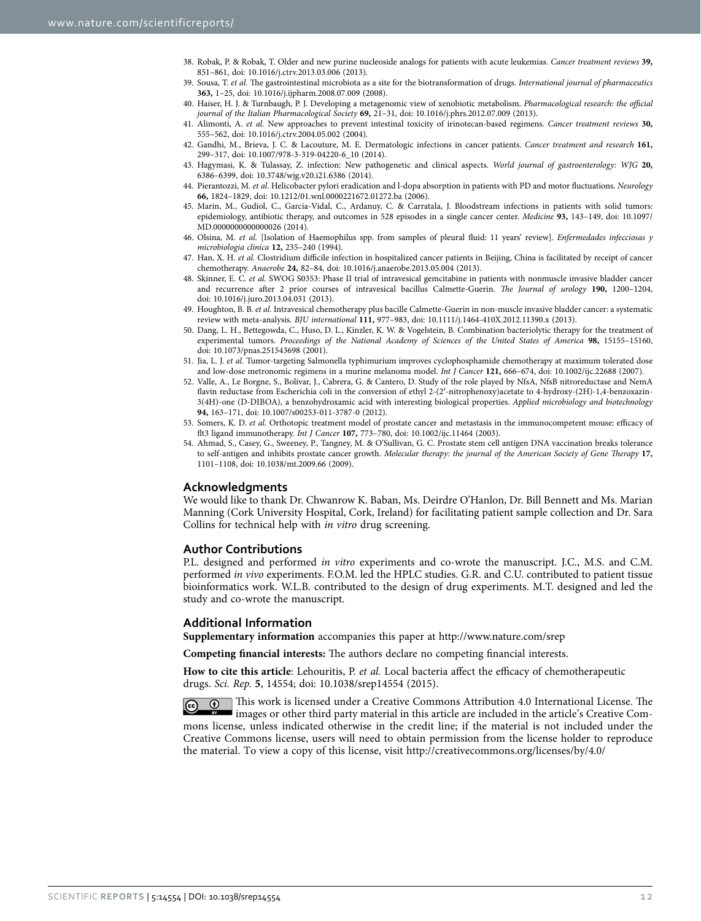38. Robak, P. & Robak, T. Older and new purine nucleoside analogs for patients with acute leukemias. *Cancer treatment reviews* **39,** 851–861, doi: 10.1016/j.ctrv.2013.03.006 (2013).
39. Sousa, T. *et al.* The gastrointestinal microbiota as a site for the biotransformation of drugs. *International journal of pharmaceutics* **363,** 1–25, doi: 10.1016/j.ijpharm.2008.07.009 (2008).
40. Haiser, H. J. & Turnbaugh, P. J. Developing a metagenomic view of xenobiotic metabolism. *Pharmacological research: the official journal of the Italian Pharmacological Society* **69,** 21–31, doi: 10.1016/j.phrs.2012.07.009 (2013).
41. Alimonti, A. *et al.* New approaches to prevent intestinal toxicity of irinotecan-based regimens. *Cancer treatment reviews* **30,** 555–562, doi: 10.1016/j.ctrv.2004.05.002 (2004).
42. Gandhi, M., Brieva, J. C. & Lacouture, M. E. Dermatologic infections in cancer patients. *Cancer treatment and research* **161,** 299–317, doi: 10.1007/978-3-319-04220-6_10 (2014).
43. Hagymasi, K. & Tulassay, Z. infection: New pathogenetic and clinical aspects. *World journal of gastroenterology: WJG* **20,** 6386–6399, doi: 10.3748/wjg.v20.i21.6386 (2014).
44. Pierantozzi, M. *et al.* Helicobacter pylori eradication and l-dopa absorption in patients with PD and motor fluctuations. *Neurology* **66,** 1824–1829, doi: 10.1212/01.wnl.0000221672.01272.ba (2006).
45. Marin, M., Gudiol, C., Garcia-Vidal, C., Ardanuy, C. & Carratala, J. Bloodstream infections in patients with solid tumors: epidemiology, antibiotic therapy, and outcomes in 528 episodes in a single cancer center. *Medicine* **93,** 143–149, doi: 10.1097/MD.0000000000000026 (2014).
46. Olsina, M. *et al.* [Isolation of Haemophilus spp. from samples of pleural fluid: 11 years' review]. *Enfermedades infecciosas y microbiologia clinica* **12,** 235–240 (1994).
47. Han, X. H. *et al.* Clostridium difficile infection in hospitalized cancer patients in Beijing, China is facilitated by receipt of cancer chemotherapy. *Anaerobe* **24,** 82–84, doi: 10.1016/j.anaerobe.2013.05.004 (2013).
48. Skinner, E. C. *et al.* SWOG S0353: Phase II trial of intravesical gemcitabine in patients with nonmuscle invasive bladder cancer and recurrence after 2 prior courses of intravesical bacillus Calmette-Guerin. *The Journal of urology* **190,** 1200–1204, doi: 10.1016/j.juro.2013.04.031 (2013).
49. Houghton, B. B. *et al.* Intravesical chemotherapy plus bacille Calmette-Guerin in non-muscle invasive bladder cancer: a systematic review with meta-analysis. *BJU international* **111,** 977–983, doi: 10.1111/j.1464-410X.2012.11390.x (2013).
50. Dang, L. H., Bettegowda, C., Huso, D. L., Kinzler, K. W. & Vogelstein, B. Combination bacteriolytic therapy for the treatment of experimental tumors. *Proceedings of the National Academy of Sciences of the United States of America* **98,** 15155–15160, doi: 10.1073/pnas.251543698 (2001).
51. Jia, L. J. *et al.* Tumor-targeting Salmonella typhimurium improves cyclophosphamide chemotherapy at maximum tolerated dose and low-dose metronomic regimens in a murine melanoma model. *Int J Cancer* **121,** 666–674, doi: 10.1002/ijc.22688 (2007).
52. Valle, A., Le Borgne, S., Bolivar, J., Cabrera, G. & Cantero, D. Study of the role played by NfsA, NfsB nitroreductase and NemA flavin reductase from Escherichia coli in the conversion of ethyl 2-(2′-nitrophenoxy)acetate to 4-hydroxy-(2H)-1,4-benzoxazin-3(4H)-one (D-DIBOA), a benzohydroxamic acid with interesting biological properties. *Applied microbiology and biotechnology* **94,** 163–171, doi: 10.1007/s00253-011-3787-0 (2012).
53. Somers, K. D. *et al.* Orthotopic treatment model of prostate cancer and metastasis in the immunocompetent mouse: efficacy of flt3 ligand immunotherapy. *Int J Cancer* **107,** 773–780, doi: 10.1002/ijc.11464 (2003).
54. Ahmad, S., Casey, G., Sweeney, P., Tangney, M. & O'Sullivan, G. C. Prostate stem cell antigen DNA vaccination breaks tolerance to self-antigen and inhibits prostate cancer growth. *Molecular therapy: the journal of the American Society of Gene Therapy* **17,** 1101–1108, doi: 10.1038/mt.2009.66 (2009).

## Acknowledgments

We would like to thank Dr. Chwanrow K. Baban, Ms. Deirdre O'Hanlon, Dr. Bill Bennett and Ms. Marian Manning (Cork University Hospital, Cork, Ireland) for facilitating patient sample collection and Dr. Sara Collins for technical help with *in vitro* drug screening.

## Author Contributions

P.L. designed and performed *in vitro* experiments and co-wrote the manuscript. J.C., M.S. and C.M. performed *in vivo* experiments. F.O.M. led the HPLC studies. G.R. and C.U. contributed to patient tissue bioinformatics work. W.L.B. contributed to the design of drug experiments. M.T. designed and led the study and co-wrote the manuscript.

## Additional Information

**Supplementary information** accompanies this paper at http://www.nature.com/srep

**Competing financial interests:** The authors declare no competing financial interests.

**How to cite this article**: Lehouritis, P. *et al.* Local bacteria affect the efficacy of chemotherapeutic drugs. *Sci. Rep.* **5**, 14554; doi: 10.1038/srep14554 (2015).

This work is licensed under a Creative Commons Attribution 4.0 International License. The images or other third party material in this article are included in the article's Creative Commons license, unless indicated otherwise in the credit line; if the material is not included under the Creative Commons license, users will need to obtain permission from the license holder to reproduce the material. To view a copy of this license, visit http://creativecommons.org/licenses/by/4.0/